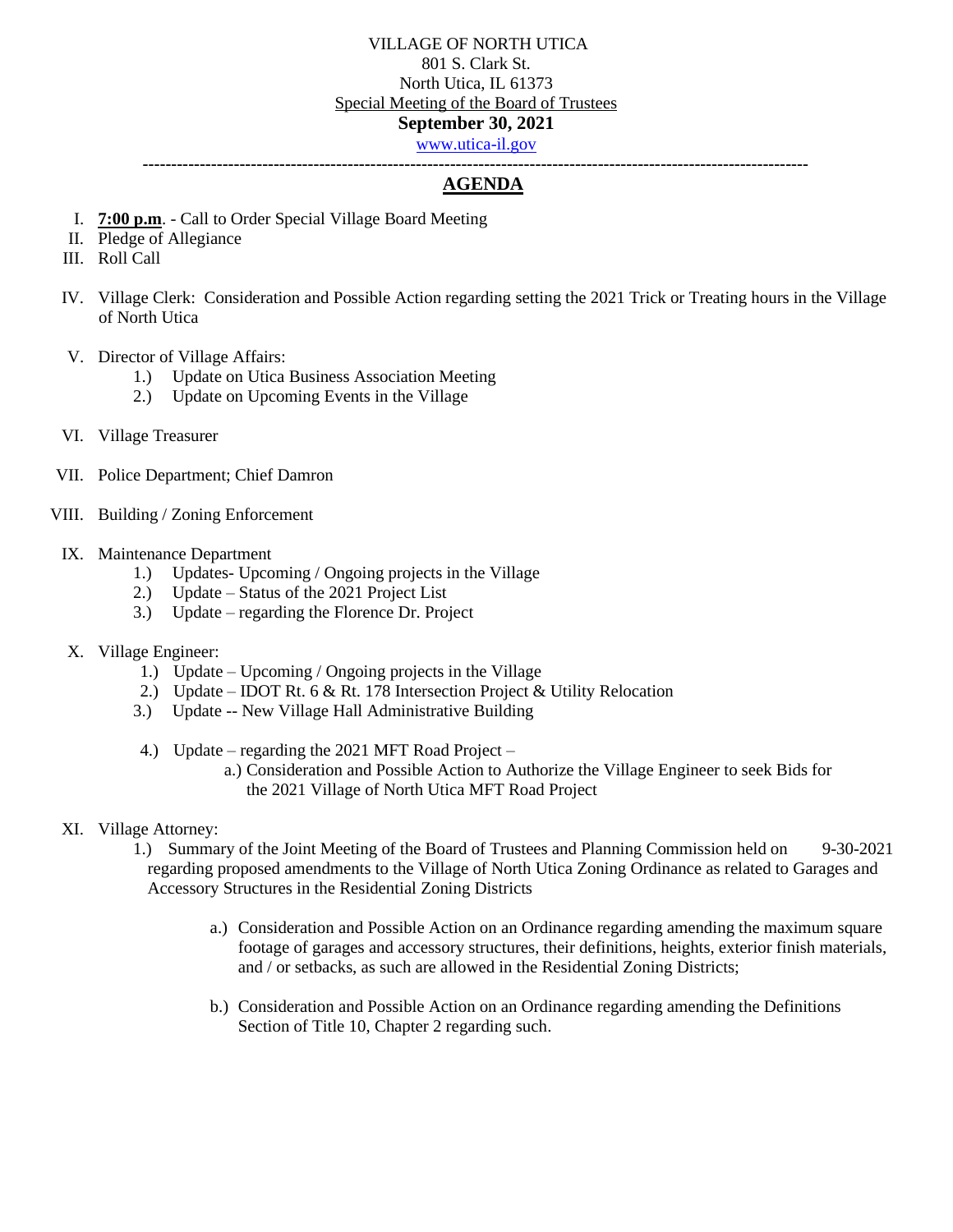VILLAGE OF NORTH UTICA
801 S. Clark St.
North Utica, IL 61373
Special Meeting of the Board of Trustees
**September 30, 2021**
www.utica-il.gov

---

# AGENDA

I. **7:00 p.m**. - Call to Order Special Village Board Meeting

II. Pledge of Allegiance

III. Roll Call

IV. Village Clerk: Consideration and Possible Action regarding setting the 2021 Trick or Treating hours in the Village of North Utica

V. Director of Village Affairs:
   1.) Update on Utica Business Association Meeting
   2.) Update on Upcoming Events in the Village

VI. Village Treasurer

VII. Police Department; Chief Damron

VIII. Building / Zoning Enforcement

IX. Maintenance Department
   1.) Updates- Upcoming / Ongoing projects in the Village
   2.) Update – Status of the 2021 Project List
   3.) Update – regarding the Florence Dr. Project

X. Village Engineer:
   1.) Update – Upcoming / Ongoing projects in the Village
   2.) Update – IDOT Rt. 6 & Rt. 178 Intersection Project & Utility Relocation
   3.) Update -- New Village Hall Administrative Building
   4.) Update – regarding the 2021 MFT Road Project –
      a.) Consideration and Possible Action to Authorize the Village Engineer to seek Bids for the 2021 Village of North Utica MFT Road Project

XI. Village Attorney:
   1.) Summary of the Joint Meeting of the Board of Trustees and Planning Commission held on 9-30-2021 regarding proposed amendments to the Village of North Utica Zoning Ordinance as related to Garages and Accessory Structures in the Residential Zoning Districts
      a.) Consideration and Possible Action on an Ordinance regarding amending the maximum square footage of garages and accessory structures, their definitions, heights, exterior finish materials, and / or setbacks, as such are allowed in the Residential Zoning Districts;
      b.) Consideration and Possible Action on an Ordinance regarding amending the Definitions Section of Title 10, Chapter 2 regarding such.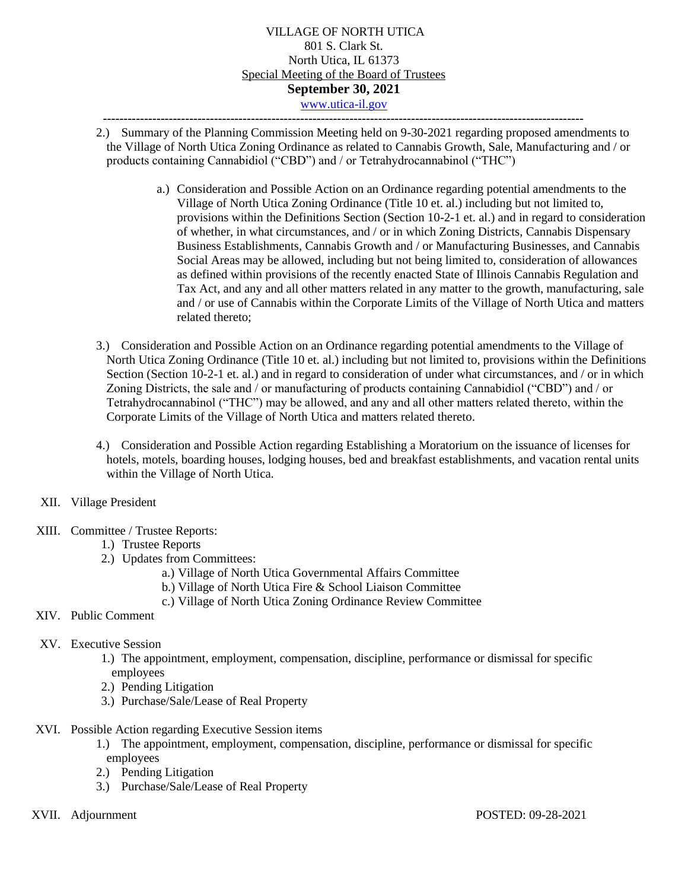VILLAGE OF NORTH UTICA
801 S. Clark St.
North Utica, IL 61373
Special Meeting of the Board of Trustees
**September 30, 2021**
www.utica-il.gov

---

2.) Summary of the Planning Commission Meeting held on 9-30-2021 regarding proposed amendments to the Village of North Utica Zoning Ordinance as related to Cannabis Growth, Sale, Manufacturing and / or products containing Cannabidiol ("CBD") and / or Tetrahydrocannabinol ("THC")

   a.) Consideration and Possible Action on an Ordinance regarding potential amendments to the Village of North Utica Zoning Ordinance (Title 10 et. al.) including but not limited to, provisions within the Definitions Section (Section 10-2-1 et. al.) and in regard to consideration of whether, in what circumstances, and / or in which Zoning Districts, Cannabis Dispensary Business Establishments, Cannabis Growth and / or Manufacturing Businesses, and Cannabis Social Areas may be allowed, including but not being limited to, consideration of allowances as defined within provisions of the recently enacted State of Illinois Cannabis Regulation and Tax Act, and any and all other matters related in any matter to the growth, manufacturing, sale and / or use of Cannabis within the Corporate Limits of the Village of North Utica and matters related thereto;

3.) Consideration and Possible Action on an Ordinance regarding potential amendments to the Village of North Utica Zoning Ordinance (Title 10 et. al.) including but not limited to, provisions within the Definitions Section (Section 10-2-1 et. al.) and in regard to consideration of under what circumstances, and / or in which Zoning Districts, the sale and / or manufacturing of products containing Cannabidiol ("CBD") and / or Tetrahydrocannabinol ("THC") may be allowed, and any and all other matters related thereto, within the Corporate Limits of the Village of North Utica and matters related thereto.

4.) Consideration and Possible Action regarding Establishing a Moratorium on the issuance of licenses for hotels, motels, boarding houses, lodging houses, bed and breakfast establishments, and vacation rental units within the Village of North Utica.

XII. Village President

XIII. Committee / Trustee Reports:
   1.) Trustee Reports
   2.) Updates from Committees:
      a.) Village of North Utica Governmental Affairs Committee
      b.) Village of North Utica Fire & School Liaison Committee
      c.) Village of North Utica Zoning Ordinance Review Committee

XIV. Public Comment

XV. Executive Session
   1.) The appointment, employment, compensation, discipline, performance or dismissal for specific employees
   2.) Pending Litigation
   3.) Purchase/Sale/Lease of Real Property

XVI. Possible Action regarding Executive Session items
   1.) The appointment, employment, compensation, discipline, performance or dismissal for specific employees
   2.) Pending Litigation
   3.) Purchase/Sale/Lease of Real Property

XVII. Adjournment

POSTED: 09-28-2021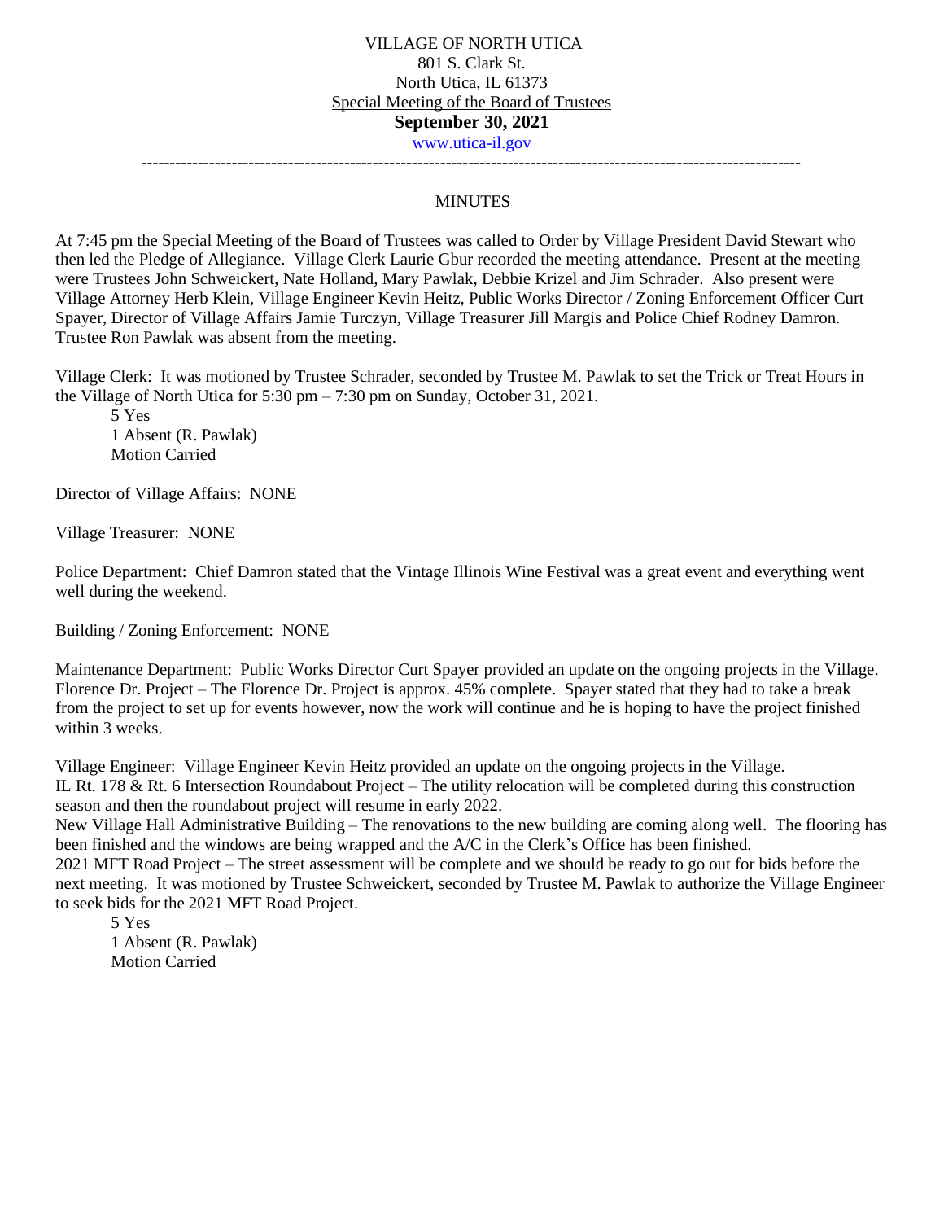VILLAGE OF NORTH UTICA
801 S. Clark St.
North Utica, IL 61373
Special Meeting of the Board of Trustees
**September 30, 2021**
www.utica-il.gov

---

MINUTES

At 7:45 pm the Special Meeting of the Board of Trustees was called to Order by Village President David Stewart who then led the Pledge of Allegiance. Village Clerk Laurie Gbur recorded the meeting attendance. Present at the meeting were Trustees John Schweickert, Nate Holland, Mary Pawlak, Debbie Krizel and Jim Schrader. Also present were Village Attorney Herb Klein, Village Engineer Kevin Heitz, Public Works Director / Zoning Enforcement Officer Curt Spayer, Director of Village Affairs Jamie Turczyn, Village Treasurer Jill Margis and Police Chief Rodney Damron. Trustee Ron Pawlak was absent from the meeting.

Village Clerk: It was motioned by Trustee Schrader, seconded by Trustee M. Pawlak to set the Trick or Treat Hours in the Village of North Utica for 5:30 pm – 7:30 pm on Sunday, October 31, 2021.

5 Yes
1 Absent (R. Pawlak)
Motion Carried

Director of Village Affairs: NONE

Village Treasurer: NONE

Police Department: Chief Damron stated that the Vintage Illinois Wine Festival was a great event and everything went well during the weekend.

Building / Zoning Enforcement: NONE

Maintenance Department: Public Works Director Curt Spayer provided an update on the ongoing projects in the Village. Florence Dr. Project – The Florence Dr. Project is approx. 45% complete. Spayer stated that they had to take a break from the project to set up for events however, now the work will continue and he is hoping to have the project finished within 3 weeks.

Village Engineer: Village Engineer Kevin Heitz provided an update on the ongoing projects in the Village.
IL Rt. 178 & Rt. 6 Intersection Roundabout Project – The utility relocation will be completed during this construction season and then the roundabout project will resume in early 2022.
New Village Hall Administrative Building – The renovations to the new building are coming along well. The flooring has been finished and the windows are being wrapped and the A/C in the Clerk's Office has been finished.
2021 MFT Road Project – The street assessment will be complete and we should be ready to go out for bids before the next meeting. It was motioned by Trustee Schweickert, seconded by Trustee M. Pawlak to authorize the Village Engineer to seek bids for the 2021 MFT Road Project.

5 Yes
1 Absent (R. Pawlak)
Motion Carried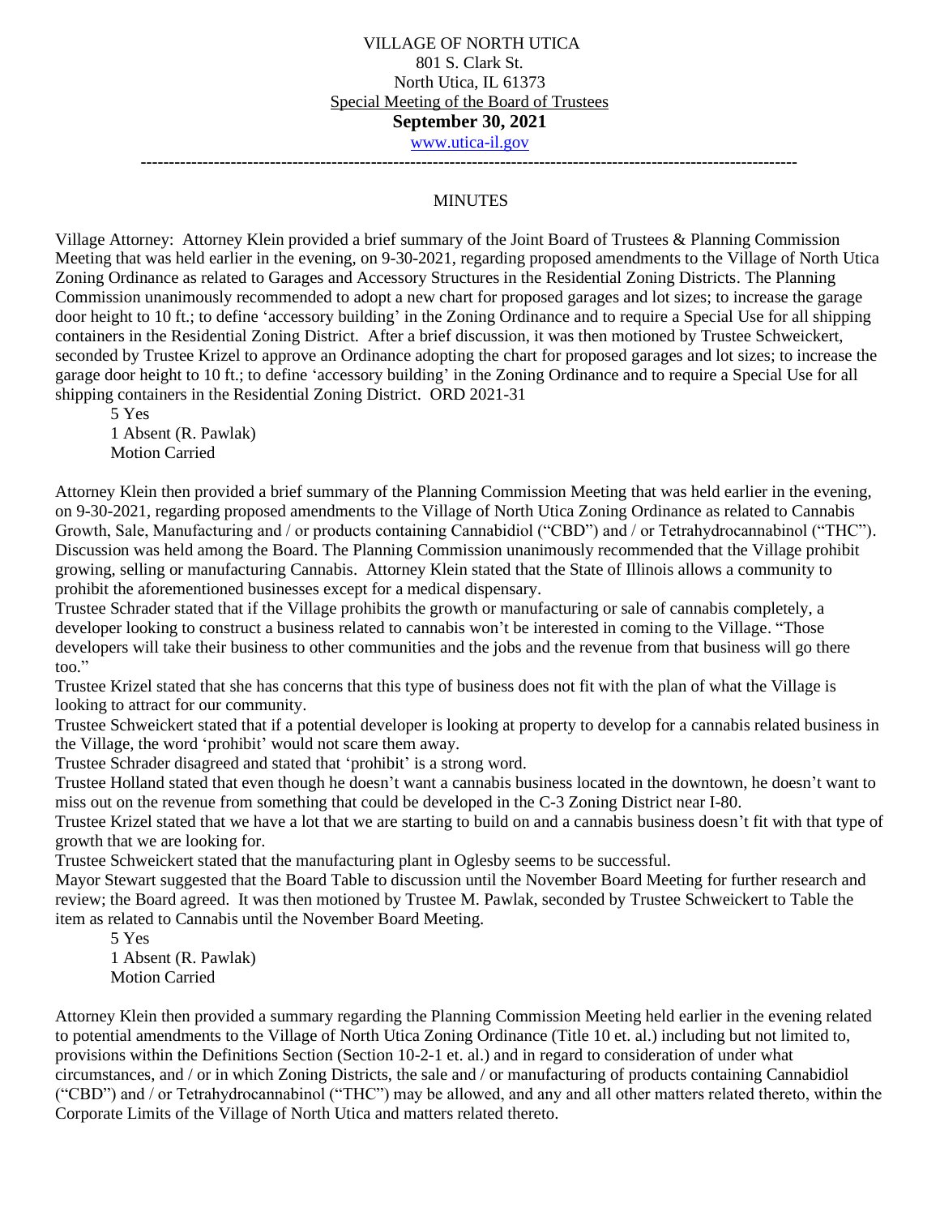VILLAGE OF NORTH UTICA
801 S. Clark St.
North Utica, IL 61373
Special Meeting of the Board of Trustees
**September 30, 2021**
www.utica-il.gov

---

MINUTES

Village Attorney: Attorney Klein provided a brief summary of the Joint Board of Trustees & Planning Commission Meeting that was held earlier in the evening, on 9-30-2021, regarding proposed amendments to the Village of North Utica Zoning Ordinance as related to Garages and Accessory Structures in the Residential Zoning Districts. The Planning Commission unanimously recommended to adopt a new chart for proposed garages and lot sizes; to increase the garage door height to 10 ft.; to define 'accessory building' in the Zoning Ordinance and to require a Special Use for all shipping containers in the Residential Zoning District. After a brief discussion, it was then motioned by Trustee Schweickert, seconded by Trustee Krizel to approve an Ordinance adopting the chart for proposed garages and lot sizes; to increase the garage door height to 10 ft.; to define 'accessory building' in the Zoning Ordinance and to require a Special Use for all shipping containers in the Residential Zoning District. ORD 2021-31

5 Yes
1 Absent (R. Pawlak)
Motion Carried

Attorney Klein then provided a brief summary of the Planning Commission Meeting that was held earlier in the evening, on 9-30-2021, regarding proposed amendments to the Village of North Utica Zoning Ordinance as related to Cannabis Growth, Sale, Manufacturing and / or products containing Cannabidiol ("CBD") and / or Tetrahydrocannabinol ("THC"). Discussion was held among the Board. The Planning Commission unanimously recommended that the Village prohibit growing, selling or manufacturing Cannabis. Attorney Klein stated that the State of Illinois allows a community to prohibit the aforementioned businesses except for a medical dispensary.

Trustee Schrader stated that if the Village prohibits the growth or manufacturing or sale of cannabis completely, a developer looking to construct a business related to cannabis won't be interested in coming to the Village. "Those developers will take their business to other communities and the jobs and the revenue from that business will go there too."

Trustee Krizel stated that she has concerns that this type of business does not fit with the plan of what the Village is looking to attract for our community.

Trustee Schweickert stated that if a potential developer is looking at property to develop for a cannabis related business in the Village, the word 'prohibit' would not scare them away.

Trustee Schrader disagreed and stated that 'prohibit' is a strong word.

Trustee Holland stated that even though he doesn't want a cannabis business located in the downtown, he doesn't want to miss out on the revenue from something that could be developed in the C-3 Zoning District near I-80.

Trustee Krizel stated that we have a lot that we are starting to build on and a cannabis business doesn't fit with that type of growth that we are looking for.

Trustee Schweickert stated that the manufacturing plant in Oglesby seems to be successful.

Mayor Stewart suggested that the Board Table to discussion until the November Board Meeting for further research and review; the Board agreed. It was then motioned by Trustee M. Pawlak, seconded by Trustee Schweickert to Table the item as related to Cannabis until the November Board Meeting.

5 Yes
1 Absent (R. Pawlak)
Motion Carried

Attorney Klein then provided a summary regarding the Planning Commission Meeting held earlier in the evening related to potential amendments to the Village of North Utica Zoning Ordinance (Title 10 et. al.) including but not limited to, provisions within the Definitions Section (Section 10-2-1 et. al.) and in regard to consideration of under what circumstances, and / or in which Zoning Districts, the sale and / or manufacturing of products containing Cannabidiol ("CBD") and / or Tetrahydrocannabinol ("THC") may be allowed, and any and all other matters related thereto, within the Corporate Limits of the Village of North Utica and matters related thereto.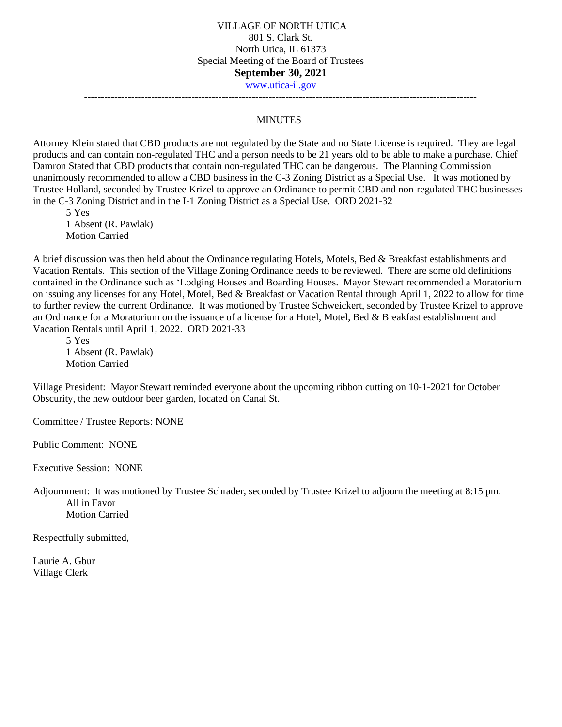VILLAGE OF NORTH UTICA
801 S. Clark St.
North Utica, IL 61373
Special Meeting of the Board of Trustees
**September 30, 2021**
www.utica-il.gov

---

MINUTES

Attorney Klein stated that CBD products are not regulated by the State and no State License is required. They are legal products and can contain non-regulated THC and a person needs to be 21 years old to be able to make a purchase. Chief Damron Stated that CBD products that contain non-regulated THC can be dangerous. The Planning Commission unanimously recommended to allow a CBD business in the C-3 Zoning District as a Special Use. It was motioned by Trustee Holland, seconded by Trustee Krizel to approve an Ordinance to permit CBD and non-regulated THC businesses in the C-3 Zoning District and in the I-1 Zoning District as a Special Use. ORD 2021-32

5 Yes
1 Absent (R. Pawlak)
Motion Carried

A brief discussion was then held about the Ordinance regulating Hotels, Motels, Bed & Breakfast establishments and Vacation Rentals. This section of the Village Zoning Ordinance needs to be reviewed. There are some old definitions contained in the Ordinance such as 'Lodging Houses and Boarding Houses. Mayor Stewart recommended a Moratorium on issuing any licenses for any Hotel, Motel, Bed & Breakfast or Vacation Rental through April 1, 2022 to allow for time to further review the current Ordinance. It was motioned by Trustee Schweickert, seconded by Trustee Krizel to approve an Ordinance for a Moratorium on the issuance of a license for a Hotel, Motel, Bed & Breakfast establishment and Vacation Rentals until April 1, 2022. ORD 2021-33

5 Yes
1 Absent (R. Pawlak)
Motion Carried

Village President: Mayor Stewart reminded everyone about the upcoming ribbon cutting on 10-1-2021 for October Obscurity, the new outdoor beer garden, located on Canal St.

Committee / Trustee Reports: NONE

Public Comment: NONE

Executive Session: NONE

Adjournment: It was motioned by Trustee Schrader, seconded by Trustee Krizel to adjourn the meeting at 8:15 pm.

All in Favor
Motion Carried

Respectfully submitted,

Laurie A. Gbur
Village Clerk